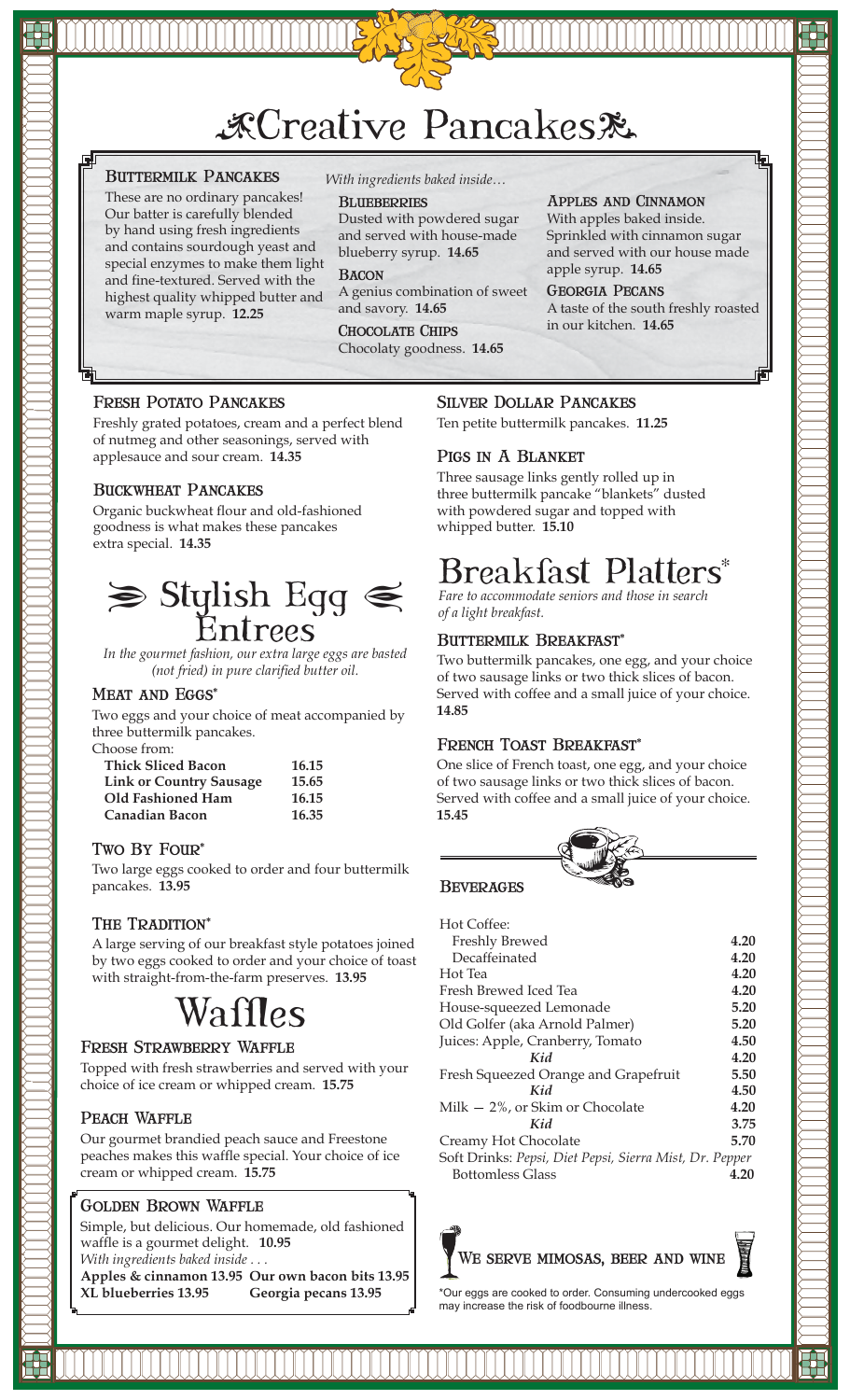# Creative Pancakes

## Buttermilk Pancakes

These are no ordinary pancakes! Our batter is carefully blended by hand using fresh ingredients and contains sourdough yeast and special enzymes to make them light and fine-textured. Served with the highest quality whipped butter and warm maple syrup. **12.25**

*With ingredients baked inside…*

### Blueberries

Dusted with powdered sugar and served with house-made blueberry syrup. **14.65**

### Bacon

A genius combination of sweet and savory. **14.65**

### Chocolate Chips

Chocolaty goodness. **14.65**

### Apples and Cinnamon

With apples baked inside. Sprinkled with cinnamon sugar and served with our house made apple syrup. **14.65**

### Georgia Pecans

A taste of the south freshly roasted in our kitchen. **14.65**

## Fresh Potato Pancakes

Freshly grated potatoes, cream and a perfect blend of nutmeg and other seasonings, served with applesauce and sour cream. **14.35**

## Buckwheat Pancakes

Organic buckwheat flour and old-fashioned goodness is what makes these pancakes extra special. **14.35**

## Silver Dollar Pancakes

Ten petite buttermilk pancakes. **11.25**

## Pigs in a Blanket

Three sausage links gently rolled up in three buttermilk pancake "blankets" dusted with powdered sugar and topped with whipped butter. **15.10**

# Stylish Egg Entrees

*In the gourmet fashion, our extra large eggs are basted (not fried) in pure clarified butter oil.*

## Meat and Eggs*

Two eggs and your choice of meat accompanied by three buttermilk pancakes.

Choose from:

| | |
|---|---|
| **Thick Sliced Bacon** | **16.15** |
| **Link or Country Sausage** | **15.65** |
| **Old Fashioned Ham** | **16.15** |
| **Canadian Bacon** | **16.35** |

## Two By Four*

Two large eggs cooked to order and four buttermilk pancakes. **13.95**

## The Tradition*

A large serving of our breakfast style potatoes joined by two eggs cooked to order and your choice of toast with straight-from-the-farm preserves. **13.95**

# Waffles

## Fresh Strawberry Waffle

Topped with fresh strawberries and served with your choice of ice cream or whipped cream. **15.75**

## Peach Waffle

Our gourmet brandied peach sauce and Freestone peaches makes this waffle special. Your choice of ice cream or whipped cream. **15.75**

## Golden Brown Waffle

Simple, but delicious. Our homemade, old fashioned waffle is a gourmet delight. **10.95**

*With ingredients baked inside . . .*

**Apples & cinnamon 13.95** **Our own bacon bits 13.95**
**XL blueberries 13.95** **Georgia pecans 13.95**

# Breakfast Platters*

*Fare to accommodate seniors and those in search of a light breakfast.*

## Buttermilk Breakfast*

Two buttermilk pancakes, one egg, and your choice of two sausage links or two thick slices of bacon. Served with coffee and a small juice of your choice. **14.85**

## French Toast Breakfast*

One slice of French toast, one egg, and your choice of two sausage links or two thick slices of bacon. Served with coffee and a small juice of your choice. **15.45**

## Beverages

| | |
|---|---|
| Hot Coffee: | |
| Freshly Brewed | **4.20** |
| Decaffeinated | **4.20** |
| Hot Tea | **4.20** |
| Fresh Brewed Iced Tea | **4.20** |
| House-squeezed Lemonade | **5.20** |
| Old Golfer (aka Arnold Palmer) | **5.20** |
| Juices: Apple, Cranberry, Tomato | **4.50** |
| ***Kid*** | **4.20** |
| Fresh Squeezed Orange and Grapefruit | **5.50** |
| ***Kid*** | **4.50** |
| Milk — 2%, or Skim or Chocolate | **4.20** |
| ***Kid*** | **3.75** |
| Creamy Hot Chocolate | **5.70** |
| Soft Drinks: *Pepsi, Diet Pepsi, Sierra Mist, Dr. Pepper* | |
| Bottomless Glass | **4.20** |

**We serve mimosas, beer and wine**

*Our eggs are cooked to order. Consuming undercooked eggs may increase the risk of foodbourne illness.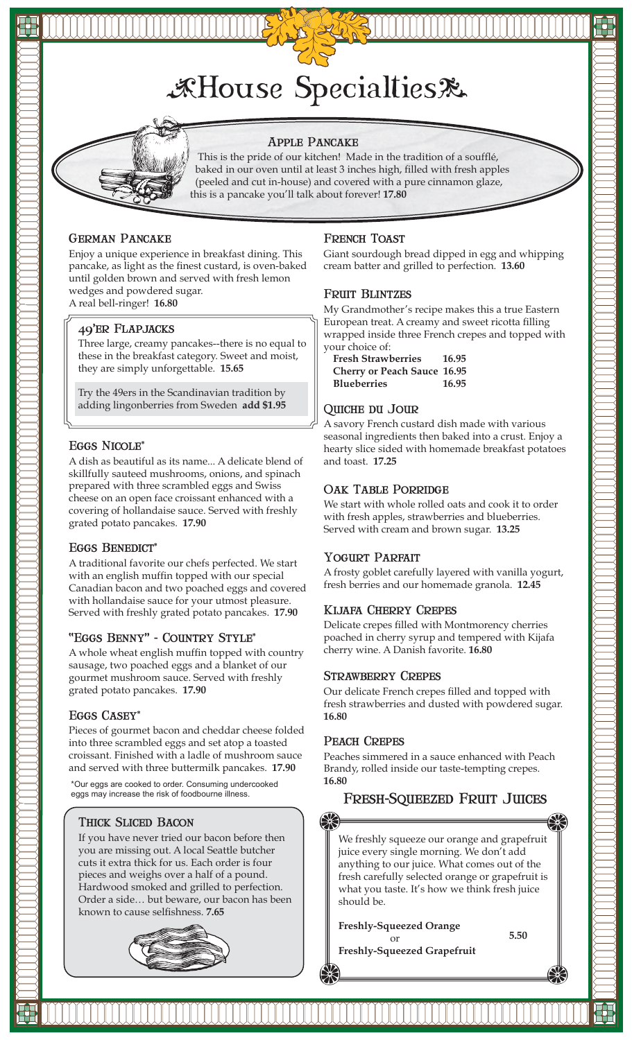# House Specialties

## Apple Pancake

This is the pride of our kitchen! Made in the tradition of a soufflé, baked in our oven until at least 3 inches high, filled with fresh apples (peeled and cut in-house) and covered with a pure cinnamon glaze, this is a pancake you'll talk about forever! **17.80**

## German Pancake

Enjoy a unique experience in breakfast dining. This pancake, as light as the finest custard, is oven-baked until golden brown and served with fresh lemon wedges and powdered sugar.
A real bell-ringer! **16.80**

## 49'er Flapjacks

Three large, creamy pancakes--there is no equal to these in the breakfast category. Sweet and moist, they are simply unforgettable. **15.65**

Try the 49ers in the Scandinavian tradition by adding lingonberries from Sweden **add $1.95**

## Eggs Nicole*

A dish as beautiful as its name... A delicate blend of skillfully sauteed mushrooms, onions, and spinach prepared with three scrambled eggs and Swiss cheese on an open face croissant enhanced with a covering of hollandaise sauce. Served with freshly grated potato pancakes. **17.90**

## Eggs Benedict*

A traditional favorite our chefs perfected. We start with an english muffin topped with our special Canadian bacon and two poached eggs and covered with hollandaise sauce for your utmost pleasure. Served with freshly grated potato pancakes. **17.90**

## "Eggs Benny" - Country Style*

A whole wheat english muffin topped with country sausage, two poached eggs and a blanket of our gourmet mushroom sauce. Served with freshly grated potato pancakes. **17.90**

## Eggs Casey*

Pieces of gourmet bacon and cheddar cheese folded into three scrambled eggs and set atop a toasted croissant. Finished with a ladle of mushroom sauce and served with three buttermilk pancakes. **17.90**

*Our eggs are cooked to order. Consuming undercooked eggs may increase the risk of foodbourne illness.

## Thick Sliced Bacon

If you have never tried our bacon before then you are missing out. A local Seattle butcher cuts it extra thick for us. Each order is four pieces and weighs over a half of a pound. Hardwood smoked and grilled to perfection. Order a side… but beware, our bacon has been known to cause selfishness. **7.65**

## French Toast

Giant sourdough bread dipped in egg and whipping cream batter and grilled to perfection. **13.60**

## Fruit Blintzes

My Grandmother's recipe makes this a true Eastern European treat. A creamy and sweet ricotta filling wrapped inside three French crepes and topped with your choice of:

**Fresh Strawberries 16.95**
**Cherry or Peach Sauce 16.95**
**Blueberries 16.95**

## Quiche du Jour

A savory French custard dish made with various seasonal ingredients then baked into a crust. Enjoy a hearty slice sided with homemade breakfast potatoes and toast. **17.25**

## Oak Table Porridge

We start with whole rolled oats and cook it to order with fresh apples, strawberries and blueberries. Served with cream and brown sugar. **13.25**

## Yogurt Parfait

A frosty goblet carefully layered with vanilla yogurt, fresh berries and our homemade granola. **12.45**

## Kijafa Cherry Crepes

Delicate crepes filled with Montmorency cherries poached in cherry syrup and tempered with Kijafa cherry wine. A Danish favorite. **16.80**

## Strawberry Crepes

Our delicate French crepes filled and topped with fresh strawberries and dusted with powdered sugar. **16.80**

## Peach Crepes

Peaches simmered in a sauce enhanced with Peach Brandy, rolled inside our taste-tempting crepes. **16.80**

## Fresh-Squeezed Fruit Juices

We freshly squeeze our orange and grapefruit juice every single morning. We don't add anything to our juice. What comes out of the fresh carefully selected orange or grapefruit is what you taste. It's how we think fresh juice should be.

**Freshly-Squeezed Orange**
or
**Freshly-Squeezed Grapefruit** **5.50**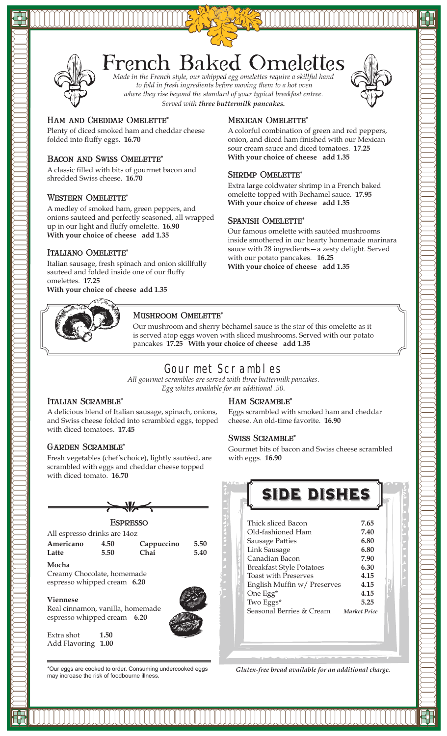# French Baked Omelettes

*Made in the French style, our whipped egg omelettes require a skillful hand to fold in fresh ingredients before moving them to a hot oven where they rise beyond the standard of your typical breakfast entree. Served with **three buttermilk pancakes.***

### Ham and Cheddar Omelette*

Plenty of diced smoked ham and cheddar cheese folded into fluffy eggs. **16.70**

### Bacon and Swiss Omelette*

A classic filled with bits of gourmet bacon and shredded Swiss cheese. **16.70**

### Western Omelette*

A medley of smoked ham, green peppers, and onions sauteed and perfectly seasoned, all wrapped up in our light and fluffy omelette. **16.90**
**With your choice of cheese add 1.35**

### Italiano Omelette*

Italian sausage, fresh spinach and onion skillfully sauteed and folded inside one of our fluffy omelettes. **17.25**
**With your choice of cheese add 1.35**

### Mexican Omelette*

A colorful combination of green and red peppers, onion, and diced ham finished with our Mexican sour cream sauce and diced tomatoes. **17.25**
**With your choice of cheese add 1.35**

### Shrimp Omelette*

Extra large coldwater shrimp in a French baked omelette topped with Bechamel sauce. **17.95**
**With your choice of cheese add 1.35**

### Spanish Omelette*

Our famous omelette with sautéed mushrooms inside smothered in our hearty homemade marinara sauce with 28 ingredients—a zesty delight. Served with our potato pancakes. **16.25**
**With your choice of cheese add 1.35**

### Mushroom Omelette*

Our mushroom and sherry béchamel sauce is the star of this omelette as it is served atop eggs woven with sliced mushrooms. Served with our potato pancakes **17.25 With your choice of cheese add 1.35**

# Gourmet Scrambles

*All gourmet scrambles are served with three buttermilk pancakes. Egg whites available for an additional .50.*

### Italian Scramble*

A delicious blend of Italian sausage, spinach, onions, and Swiss cheese folded into scrambled eggs, topped with diced tomatoes. **17.45**

### Garden Scramble*

Fresh vegetables (chef's choice), lightly sautéed, are scrambled with eggs and cheddar cheese topped with diced tomato. **16.70**

### Ham Scramble*

Eggs scrambled with smoked ham and cheddar cheese. An old-time favorite. **16.90**

### Swiss Scramble*

Gourmet bits of bacon and Swiss cheese scrambled with eggs. **16.90**

## Espresso

All espresso drinks are 14oz

| | | | |
|---|---|---|---|
| **Americano** | **4.50** | **Cappuccino** | **5.50** |
| **Latte** | **5.50** | **Chai** | **5.40** |

**Mocha**
Creamy Chocolate, homemade espresso whipped cream **6.20**

**Viennese**
Real cinnamon, vanilla, homemade espresso whipped cream **6.20**

Extra shot **1.50**
Add Flavoring **1.00**

## Side Dishes

| | |
|---|---|
| Thick sliced Bacon | **7.65** |
| Old-fashioned Ham | **7.40** |
| Sausage Patties | **6.80** |
| Link Sausage | **6.80** |
| Canadian Bacon | **7.90** |
| Breakfast Style Potatoes | **6.30** |
| Toast with Preserves | **4.15** |
| English Muffin w/ Preserves | **4.15** |
| One Egg* | **4.15** |
| Two Eggs* | **5.25** |
| Seasonal Berries & Cream | ***Market Price*** |

***Gluten-free bread available for an additional charge.***

*Our eggs are cooked to order. Consuming undercooked eggs may increase the risk of foodbourne illness.